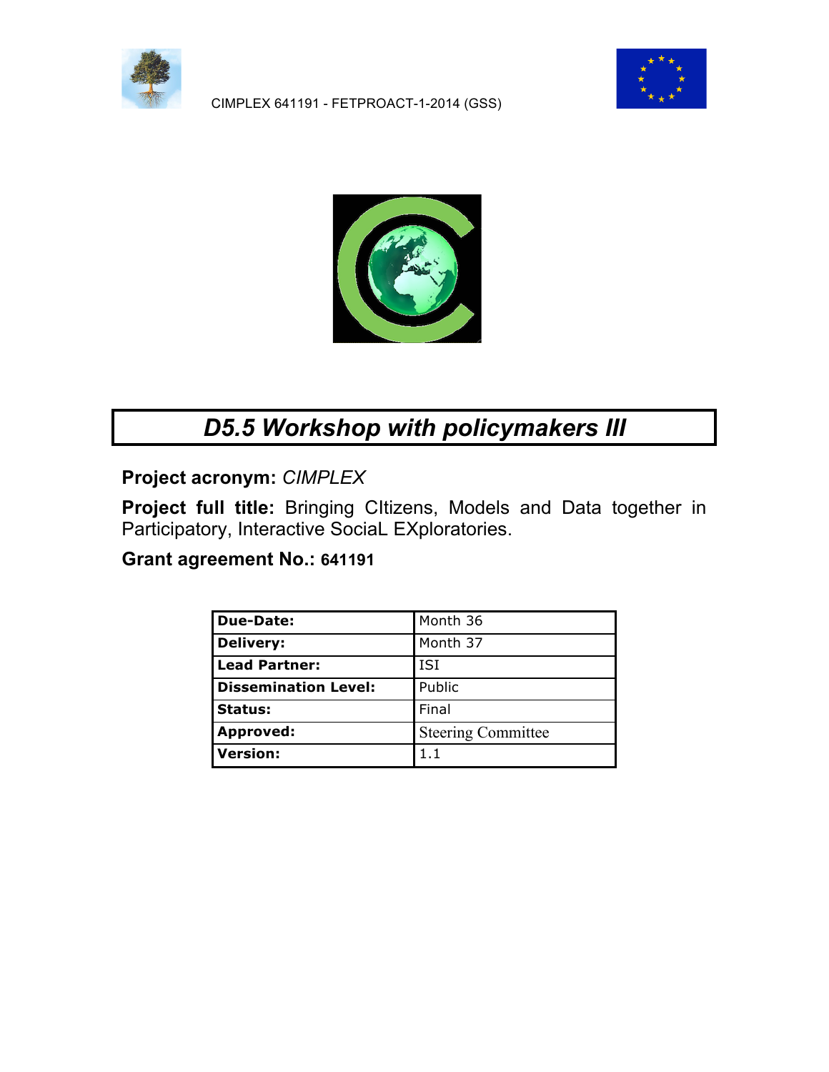CIMPLEX 641191 - FETPROACT-1-2014 (GSS)

# *D5.5 Workshop with policymakers III*

**Project acronym:** *CIMPLEX*

**Project full title:** Bringing CItizens, Models and Data together in Participatory, Interactive SociaL EXploratories.

**Grant agreement No.: 641191**

| | |
|---|---|
| **Due-Date:** | Month 36 |
| **Delivery:** | Month 37 |
| **Lead Partner:** | ISI |
| **Dissemination Level:** | Public |
| **Status:** | Final |
| **Approved:** | Steering Committee |
| **Version:** | 1.1 |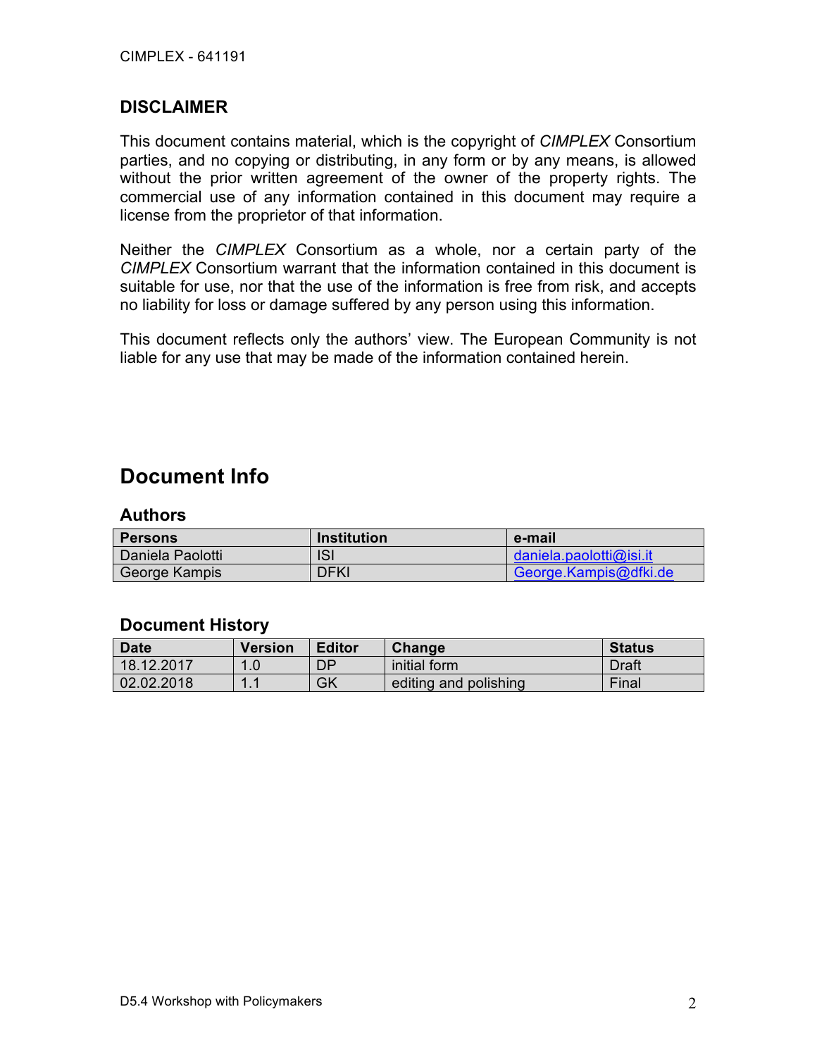## DISCLAIMER

This document contains material, which is the copyright of *CIMPLEX* Consortium parties, and no copying or distributing, in any form or by any means, is allowed without the prior written agreement of the owner of the property rights. The commercial use of any information contained in this document may require a license from the proprietor of that information.

Neither the *CIMPLEX* Consortium as a whole, nor a certain party of the *CIMPLEX* Consortium warrant that the information contained in this document is suitable for use, nor that the use of the information is free from risk, and accepts no liability for loss or damage suffered by any person using this information.

This document reflects only the authors' view. The European Community is not liable for any use that may be made of the information contained herein.

# Document Info

### Authors

| Persons | Institution | e-mail |
|---|---|---|
| Daniela Paolotti | ISI | daniela.paolotti@isi.it |
| George Kampis | DFKI | George.Kampis@dfki.de |

### Document History

| Date | Version | Editor | Change | Status |
|---|---|---|---|---|
| 18.12.2017 | 1.0 | DP | initial form | Draft |
| 02.02.2018 | 1.1 | GK | editing and polishing | Final |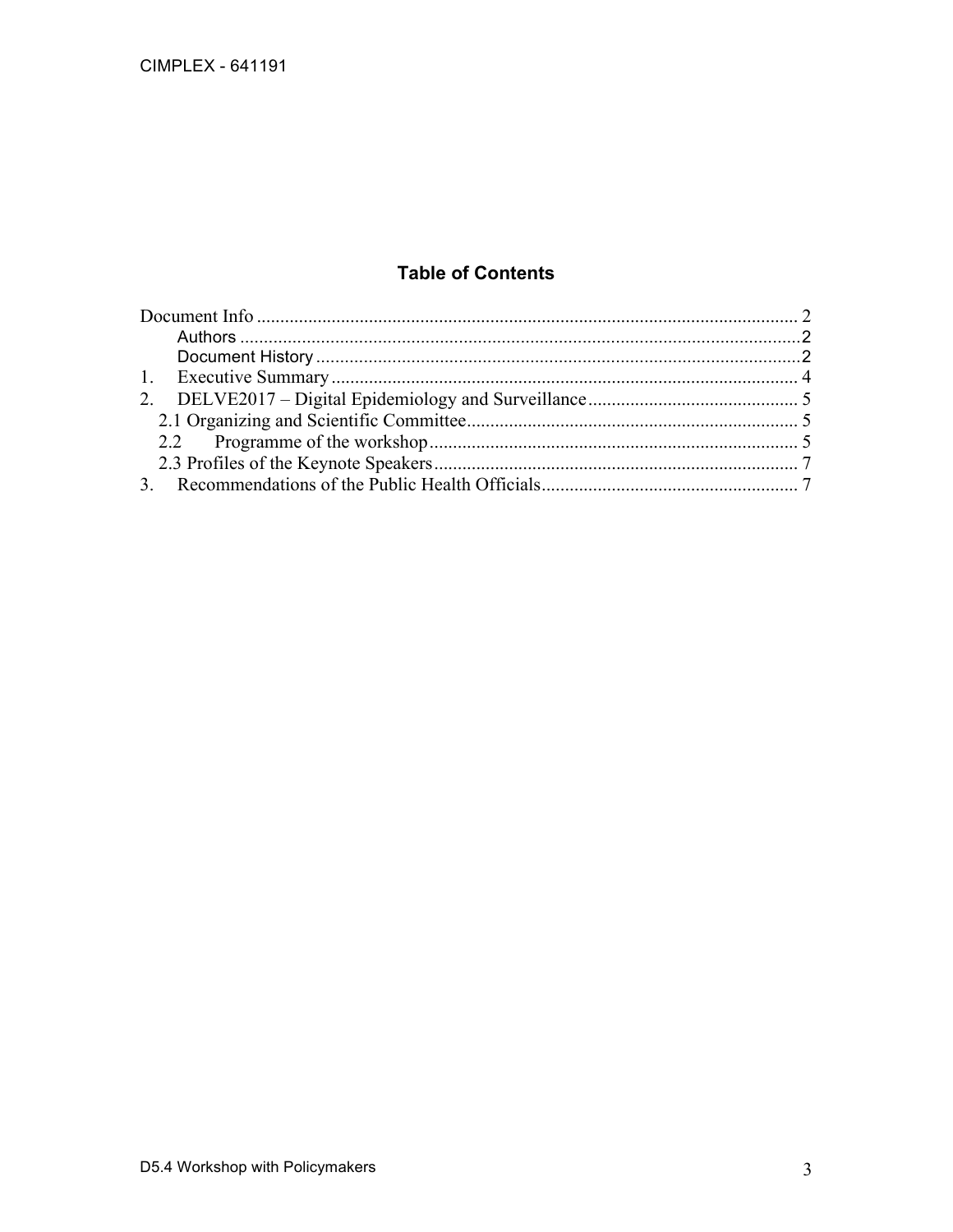## Table of Contents

Document Info ... 2
- Authors ... 2
- Document History ... 2

1. Executive Summary ... 4
2. DELVE2017 – Digital Epidemiology and Surveillance ... 5
   - 2.1 Organizing and Scientific Committee ... 5
   - 2.2 Programme of the workshop ... 5
   - 2.3 Profiles of the Keynote Speakers ... 7
3. Recommendations of the Public Health Officials ... 7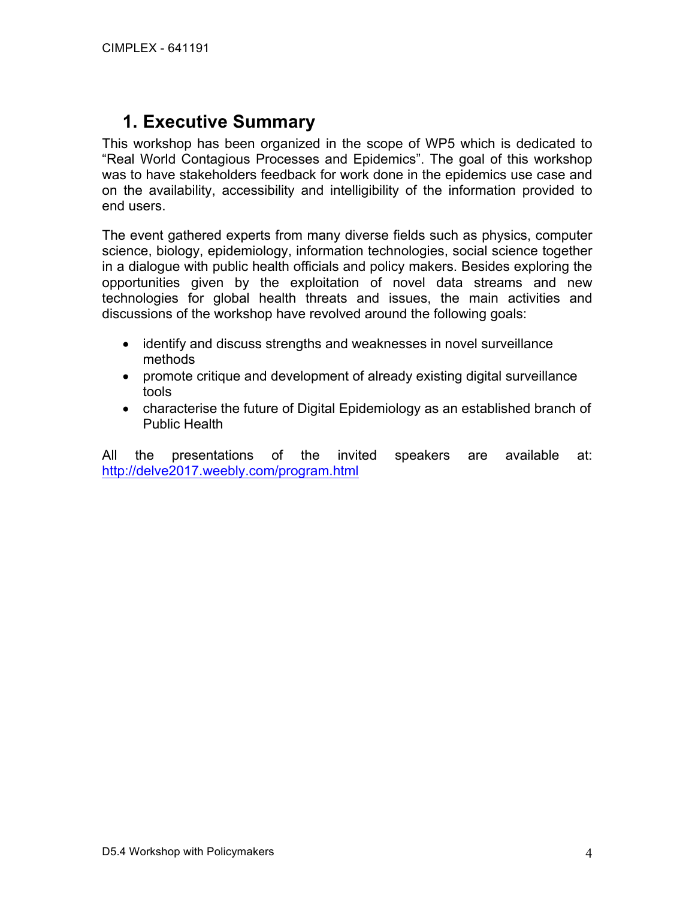# 1. Executive Summary

This workshop has been organized in the scope of WP5 which is dedicated to "Real World Contagious Processes and Epidemics". The goal of this workshop was to have stakeholders feedback for work done in the epidemics use case and on the availability, accessibility and intelligibility of the information provided to end users.

The event gathered experts from many diverse fields such as physics, computer science, biology, epidemiology, information technologies, social science together in a dialogue with public health officials and policy makers. Besides exploring the opportunities given by the exploitation of novel data streams and new technologies for global health threats and issues, the main activities and discussions of the workshop have revolved around the following goals:

- identify and discuss strengths and weaknesses in novel surveillance methods
- promote critique and development of already existing digital surveillance tools
- characterise the future of Digital Epidemiology as an established branch of Public Health

All the presentations of the invited speakers are available at: http://delve2017.weebly.com/program.html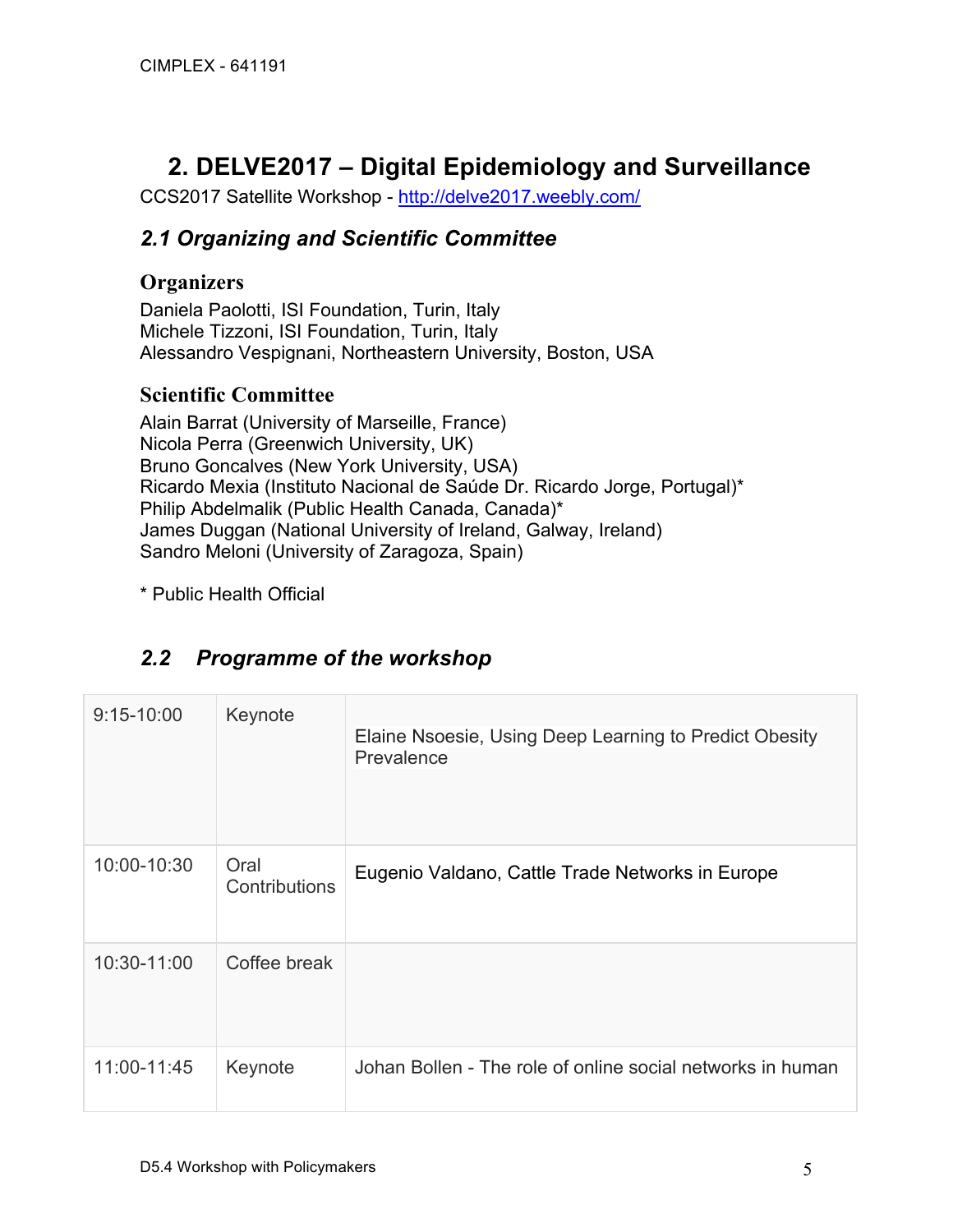## 2. DELVE2017 – Digital Epidemiology and Surveillance

CCS2017 Satellite Workshop - http://delve2017.weebly.com/

### *2.1 Organizing and Scientific Committee*

#### Organizers

Daniela Paolotti, ISI Foundation, Turin, Italy
Michele Tizzoni, ISI Foundation, Turin, Italy
Alessandro Vespignani, Northeastern University, Boston, USA

#### Scientific Committee

Alain Barrat (University of Marseille, France)
Nicola Perra (Greenwich University, UK)
Bruno Goncalves (New York University, USA)
Ricardo Mexia (Instituto Nacional de Saúde Dr. Ricardo Jorge, Portugal)*
Philip Abdelmalik (Public Health Canada, Canada)*
James Duggan (National University of Ireland, Galway, Ireland)
Sandro Meloni (University of Zaragoza, Spain)

* Public Health Official

### *2.2 Programme of the workshop*

| | | |
|---|---|---|
| 9:15-10:00 | Keynote | Elaine Nsoesie, Using Deep Learning to Predict Obesity Prevalence |
| 10:00-10:30 | Oral Contributions | Eugenio Valdano, Cattle Trade Networks in Europe |
| 10:30-11:00 | Coffee break | |
| 11:00-11:45 | Keynote | Johan Bollen - The role of online social networks in human |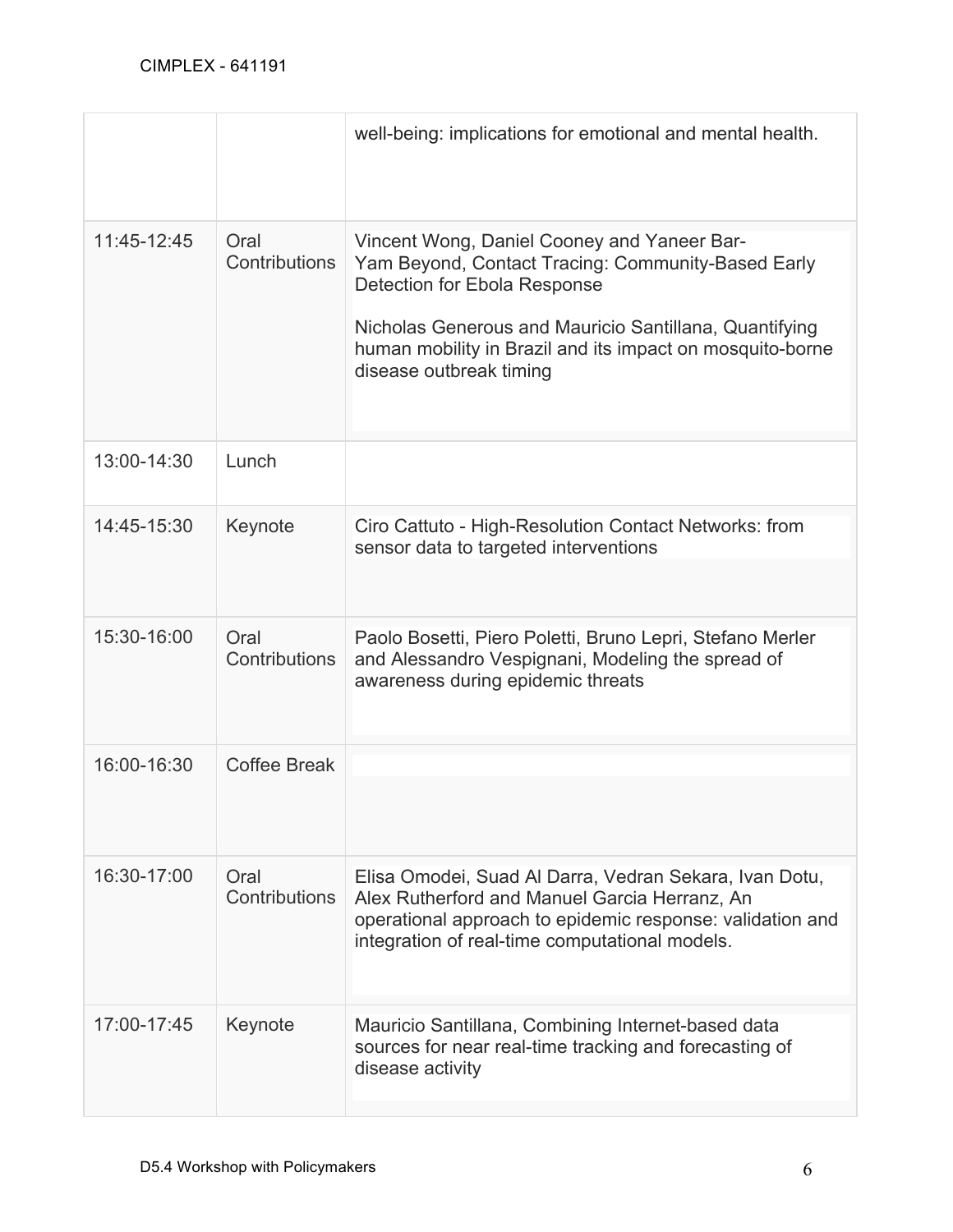| | | |
|---|---|---|
| | | well-being: implications for emotional and mental health. |
| 11:45-12:45 | Oral Contributions | Vincent Wong, Daniel Cooney and Yaneer Bar-Yam Beyond, Contact Tracing: Community-Based Early Detection for Ebola Response<br><br>Nicholas Generous and Mauricio Santillana, Quantifying human mobility in Brazil and its impact on mosquito-borne disease outbreak timing |
| 13:00-14:30 | Lunch | |
| 14:45-15:30 | Keynote | Ciro Cattuto - High-Resolution Contact Networks: from sensor data to targeted interventions |
| 15:30-16:00 | Oral Contributions | Paolo Bosetti, Piero Poletti, Bruno Lepri, Stefano Merler and Alessandro Vespignani, Modeling the spread of awareness during epidemic threats |
| 16:00-16:30 | Coffee Break | |
| 16:30-17:00 | Oral Contributions | Elisa Omodei, Suad Al Darra, Vedran Sekara, Ivan Dotu, Alex Rutherford and Manuel Garcia Herranz, An operational approach to epidemic response: validation and integration of real-time computational models. |
| 17:00-17:45 | Keynote | Mauricio Santillana, Combining Internet-based data sources for near real-time tracking and forecasting of disease activity |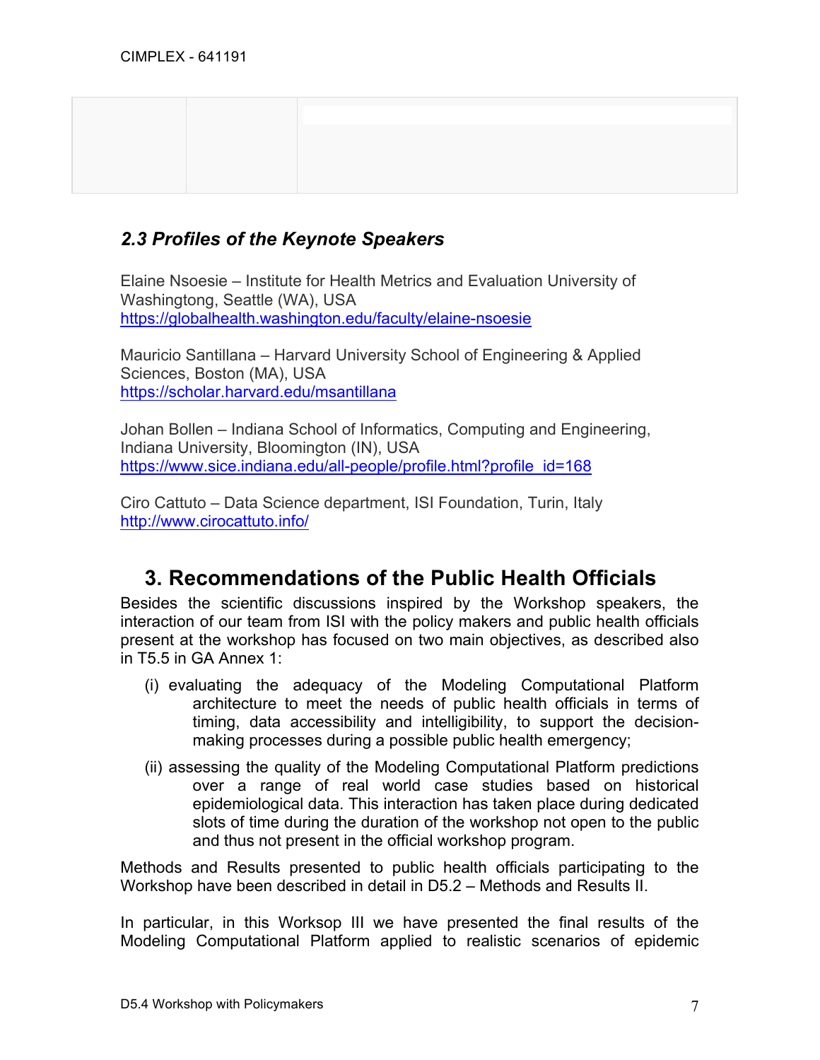## 2.3 Profiles of the Keynote Speakers

Elaine Nsoesie – Institute for Health Metrics and Evaluation University of Washingtong, Seattle (WA), USA
https://globalhealth.washington.edu/faculty/elaine-nsoesie

Mauricio Santillana – Harvard University School of Engineering & Applied Sciences, Boston (MA), USA
https://scholar.harvard.edu/msantillana

Johan Bollen – Indiana School of Informatics, Computing and Engineering, Indiana University, Bloomington (IN), USA
https://www.sice.indiana.edu/all-people/profile.html?profile_id=168

Ciro Cattuto – Data Science department, ISI Foundation, Turin, Italy
http://www.cirocattuto.info/

# 3. Recommendations of the Public Health Officials

Besides the scientific discussions inspired by the Workshop speakers, the interaction of our team from ISI with the policy makers and public health officials present at the workshop has focused on two main objectives, as described also in T5.5 in GA Annex 1:

(i) evaluating the adequacy of the Modeling Computational Platform architecture to meet the needs of public health officials in terms of timing, data accessibility and intelligibility, to support the decision-making processes during a possible public health emergency;

(ii) assessing the quality of the Modeling Computational Platform predictions over a range of real world case studies based on historical epidemiological data. This interaction has taken place during dedicated slots of time during the duration of the workshop not open to the public and thus not present in the official workshop program.

Methods and Results presented to public health officials participating to the Workshop have been described in detail in D5.2 – Methods and Results II.

In particular, in this Worksop III we have presented the final results of the Modeling Computational Platform applied to realistic scenarios of epidemic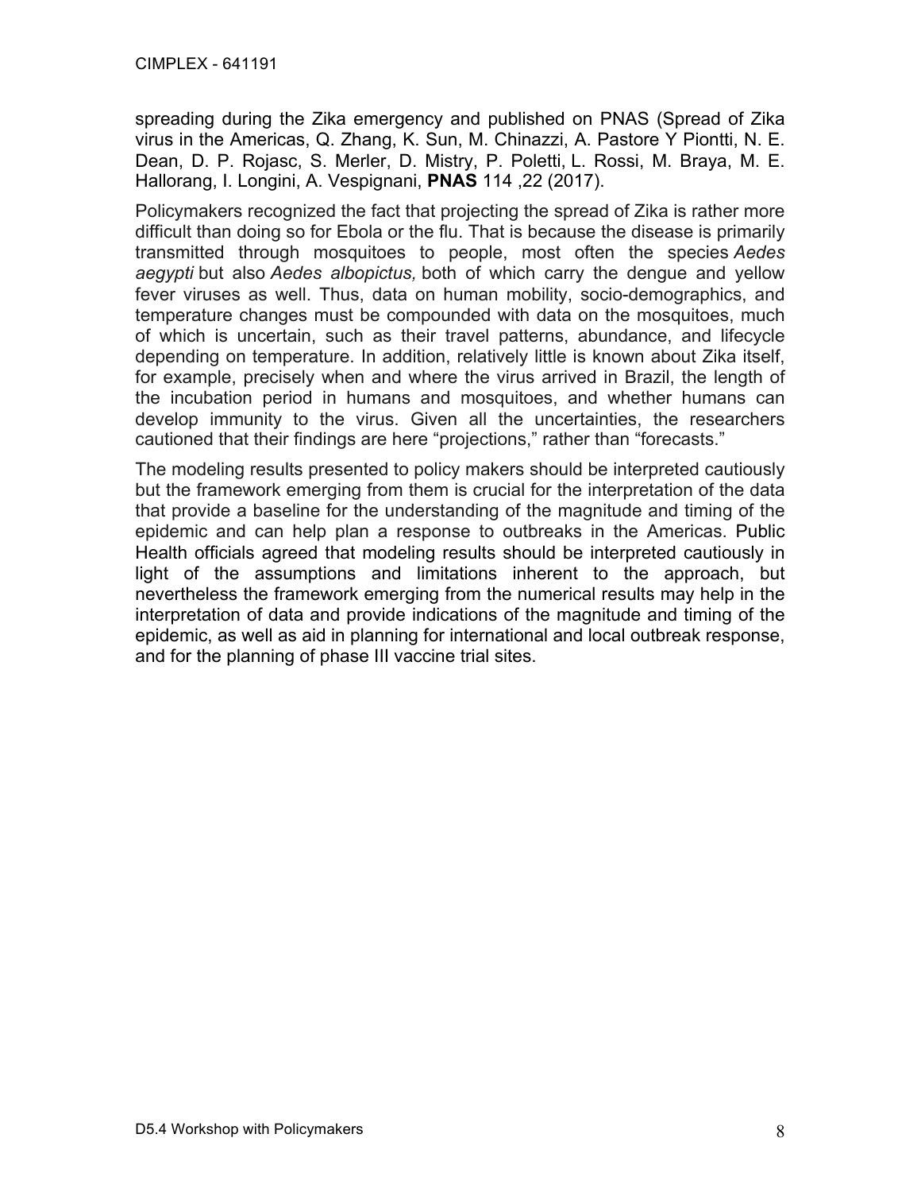spreading during the Zika emergency and published on PNAS (Spread of Zika virus in the Americas, Q. Zhang, K. Sun, M. Chinazzi, A. Pastore Y Piontti, N. E. Dean, D. P. Rojasc, S. Merler, D. Mistry, P. Poletti, L. Rossi, M. Braya, M. E. Hallorang, I. Longini, A. Vespignani, **PNAS** 114 ,22 (2017).

Policymakers recognized the fact that projecting the spread of Zika is rather more difficult than doing so for Ebola or the flu. That is because the disease is primarily transmitted through mosquitoes to people, most often the species *Aedes aegypti* but also *Aedes albopictus,* both of which carry the dengue and yellow fever viruses as well. Thus, data on human mobility, socio-demographics, and temperature changes must be compounded with data on the mosquitoes, much of which is uncertain, such as their travel patterns, abundance, and lifecycle depending on temperature. In addition, relatively little is known about Zika itself, for example, precisely when and where the virus arrived in Brazil, the length of the incubation period in humans and mosquitoes, and whether humans can develop immunity to the virus. Given all the uncertainties, the researchers cautioned that their findings are here "projections," rather than "forecasts."

The modeling results presented to policy makers should be interpreted cautiously but the framework emerging from them is crucial for the interpretation of the data that provide a baseline for the understanding of the magnitude and timing of the epidemic and can help plan a response to outbreaks in the Americas. Public Health officials agreed that modeling results should be interpreted cautiously in light of the assumptions and limitations inherent to the approach, but nevertheless the framework emerging from the numerical results may help in the interpretation of data and provide indications of the magnitude and timing of the epidemic, as well as aid in planning for international and local outbreak response, and for the planning of phase III vaccine trial sites.